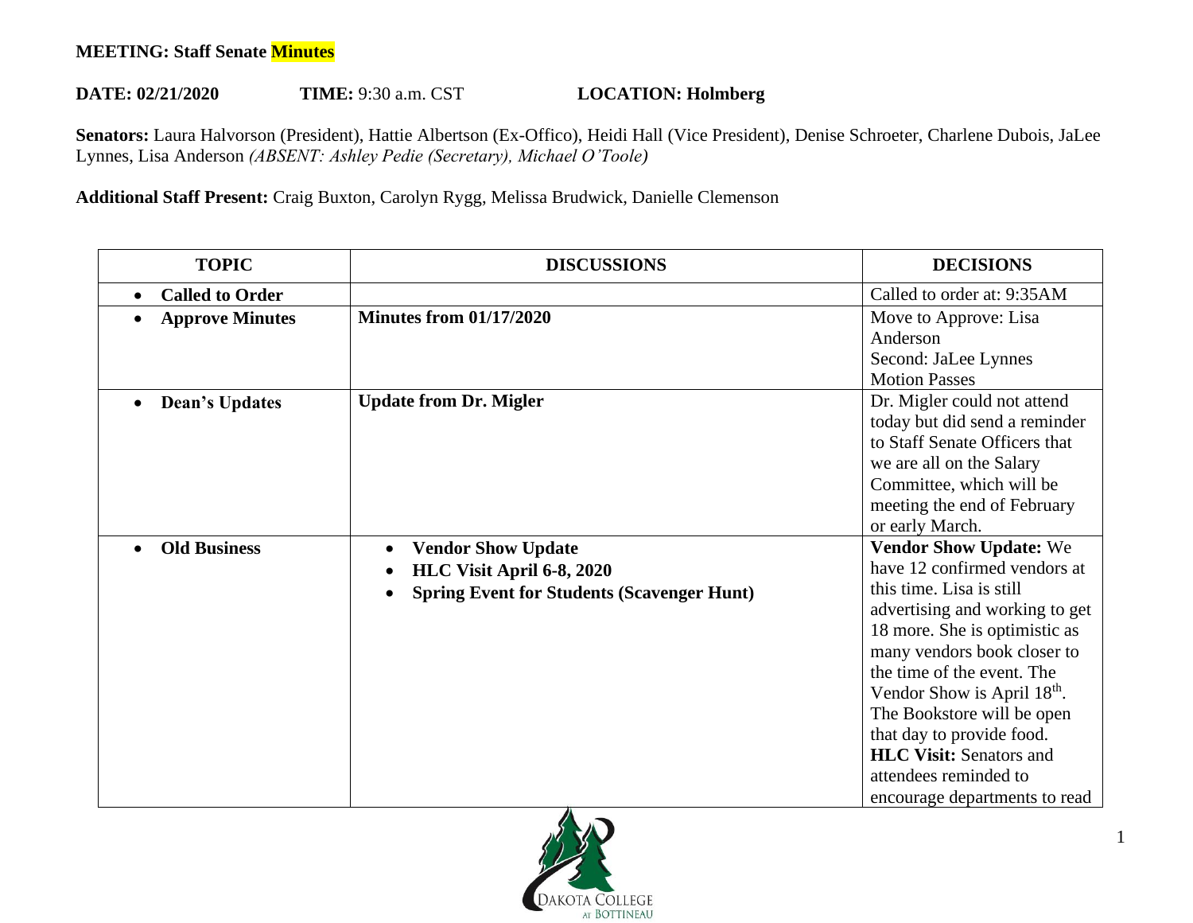**MEETING: Staff Senate Minutes**

**DATE: 02/21/2020** **TIME:** 9:30 a.m. CST **LOCATION: Holmberg**

**Senators:** Laura Halvorson (President), Hattie Albertson (Ex-Offico), Heidi Hall (Vice President), Denise Schroeter, Charlene Dubois, JaLee Lynnes, Lisa Anderson *(ABSENT: Ashley Pedie (Secretary), Michael O'Toole)*

**Additional Staff Present:** Craig Buxton, Carolyn Rygg, Melissa Brudwick, Danielle Clemenson

| TOPIC | DISCUSSIONS | DECISIONS |
|---|---|---|
| • **Called to Order** | | Called to order at: 9:35AM |
| • **Approve Minutes** | **Minutes from 01/17/2020** | Move to Approve: Lisa Anderson<br>Second: JaLee Lynnes<br>Motion Passes |
| • **Dean's Updates** | **Update from Dr. Migler** | Dr. Migler could not attend today but did send a reminder to Staff Senate Officers that we are all on the Salary Committee, which will be meeting the end of February or early March. |
| • **Old Business** | • **Vendor Show Update**<br>• **HLC Visit April 6-8, 2020**<br>• **Spring Event for Students (Scavenger Hunt)** | **Vendor Show Update:** We have 12 confirmed vendors at this time. Lisa is still advertising and working to get 18 more. She is optimistic as many vendors book closer to the time of the event. The Vendor Show is April 18th. The Bookstore will be open that day to provide food.<br>**HLC Visit:** Senators and attendees reminded to encourage departments to read |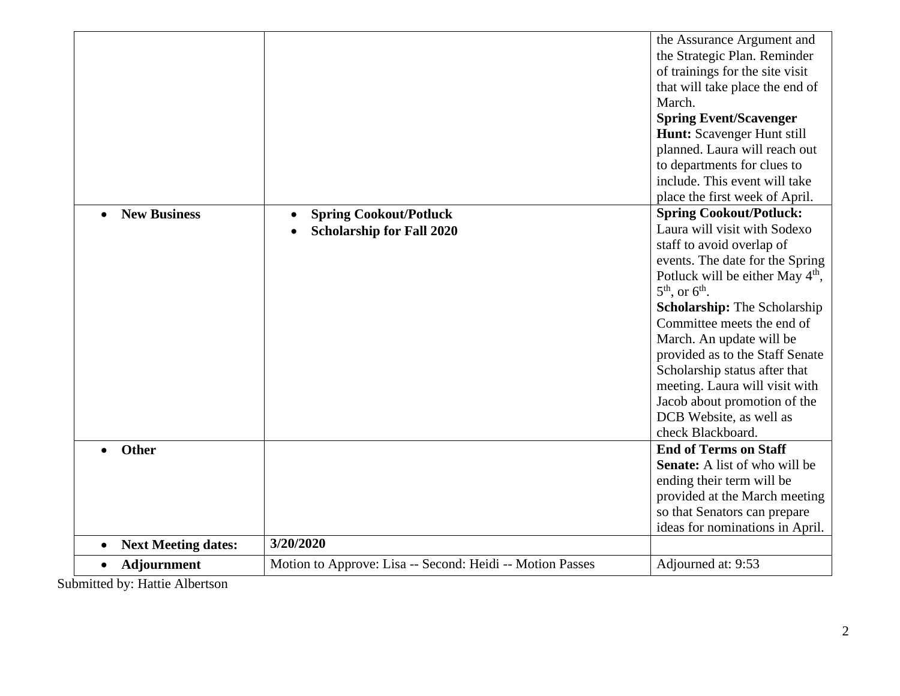| | | |
|---|---|---|
| | | the Assurance Argument and the Strategic Plan. Reminder of trainings for the site visit that will take place the end of March. **Spring Event/Scavenger Hunt:** Scavenger Hunt still planned. Laura will reach out to departments for clues to include. This event will take place the first week of April. |
| • **New Business** | • **Spring Cookout/Potluck** • **Scholarship for Fall 2020** | **Spring Cookout/Potluck:** Laura will visit with Sodexo staff to avoid overlap of events. The date for the Spring Potluck will be either May 4th, 5th, or 6th. **Scholarship:** The Scholarship Committee meets the end of March. An update will be provided as to the Staff Senate Scholarship status after that meeting. Laura will visit with Jacob about promotion of the DCB Website, as well as check Blackboard. |
| • **Other** | | **End of Terms on Staff Senate:** A list of who will be ending their term will be provided at the March meeting so that Senators can prepare ideas for nominations in April. |
| • **Next Meeting dates:** | **3/20/2020** | |
| • **Adjournment** | Motion to Approve: Lisa -- Second: Heidi -- Motion Passes | Adjourned at: 9:53 |

Submitted by: Hattie Albertson